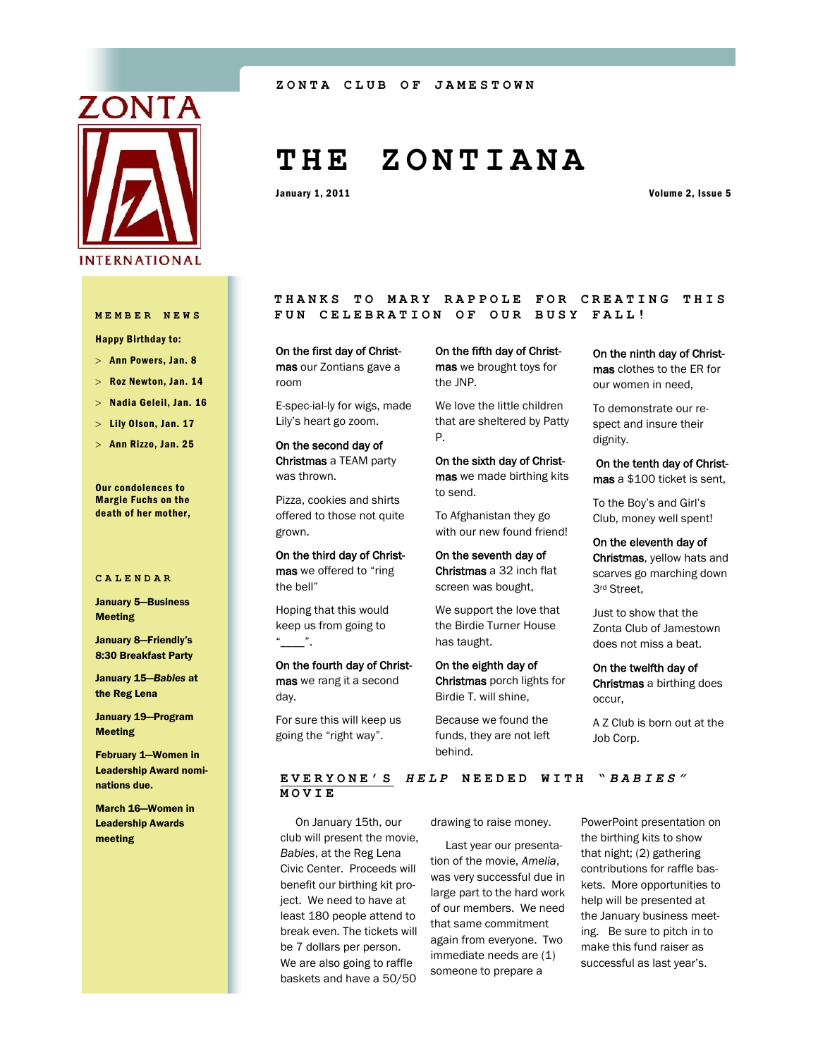ZONTA CLUB OF JAMESTOWN

# THE ZONTIANA

January 1, 2011

## MEMBER NEWS

**Happy Birthday to:**

- **Ann Powers, Jan. 8**
- **Roz Newton, Jan. 14**
- **Nadia Geleil, Jan. 16**
- **Lily Olson, Jan. 17**
- **Ann Rizzo, Jan. 25**

**Our condolences to Margie Fuchs on the death of her mother,**

## CALENDAR

**January 5—Business Meeting**

**January 8—Friendly's 8:30 Breakfast Party**

**January 15—*Babies* at the Reg Lena**

**January 19—Program Meeting**

**February 1—Women in Leadership Award nominations due.**

**March 16—Women in Leadership Awards meeting**

## THANKS TO MARY RAPPOLE FOR CREATING THIS FUN CELEBRATION OF OUR BUSY FALL!

On the first day of Christmas our Zontians gave a room

E-spec-ial-ly for wigs, made Lily's heart go zoom.

On the second day of Christmas a TEAM party was thrown.

Pizza, cookies and shirts offered to those not quite grown.

On the third day of Christmas we offered to "ring the bell"

Hoping that this would keep us from going to "____".

On the fourth day of Christmas we rang it a second day.

For sure this will keep us going the "right way".

On the fifth day of Christmas we brought toys for the JNP.

We love the little children that are sheltered by Patty P.

On the sixth day of Christmas we made birthing kits to send.

To Afghanistan they go with our new found friend!

On the seventh day of Christmas a 32 inch flat screen was bought,

We support the love that the Birdie Turner House has taught.

On the eighth day of Christmas porch lights for Birdie T. will shine,

Because we found the funds, they are not left behind.

On the ninth day of Christmas clothes to the ER for our women in need,

To demonstrate our respect and insure their dignity.

On the tenth day of Christmas a $100 ticket is sent,

To the Boy's and Girl's Club, money well spent!

On the eleventh day of Christmas, yellow hats and scarves go marching down 3rd Street,

Just to show that the Zonta Club of Jamestown does not miss a beat.

On the twelfth day of Christmas a birthing does occur,

A Z Club is born out at the Job Corp.

## EVERYONE'S *HELP* NEEDED WITH *"BABIES"* MOVIE

On January 15th, our club will present the movie, *Babies*, at the Reg Lena Civic Center. Proceeds will benefit our birthing kit project. We need to have at least 180 people attend to break even. The tickets will be 7 dollars per person. We are also going to raffle baskets and have a 50/50 drawing to raise money.

Last year our presentation of the movie, *Amelia*, was very successful due in large part to the hard work of our members. We need that same commitment again from everyone. Two immediate needs are (1) someone to prepare a PowerPoint presentation on the birthing kits to show that night; (2) gathering contributions for raffle baskets. More opportunities to help will be presented at the January business meeting. Be sure to pitch in to make this fund raiser as successful as last year's.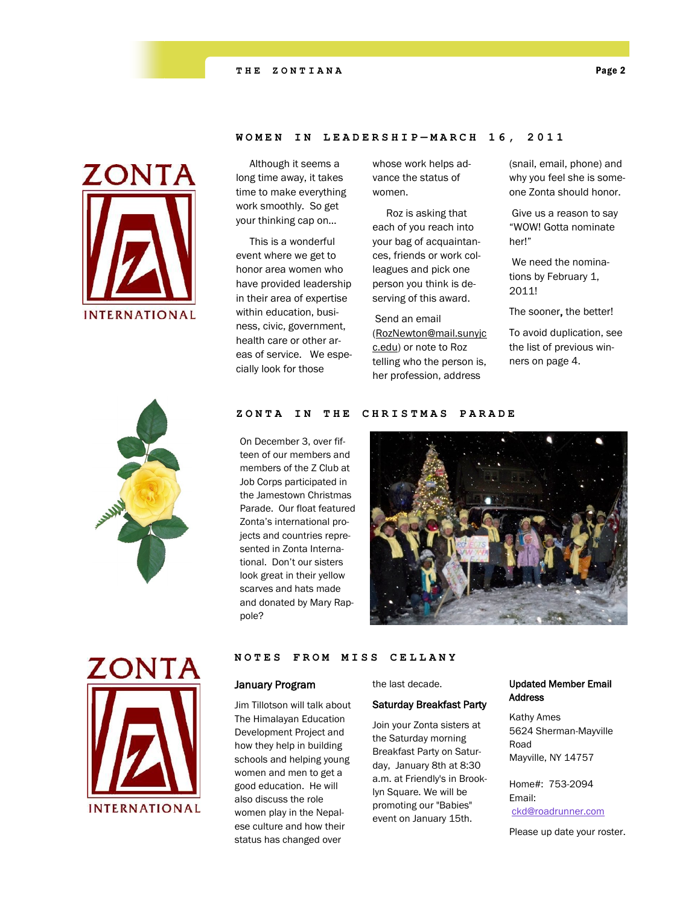## WOMEN IN LEADERSHIP—MARCH 16, 2011

Although it seems a long time away, it takes time to make everything work smoothly. So get your thinking cap on...

This is a wonderful event where we get to honor area women who have provided leadership in their area of expertise within education, business, civic, government, health care or other areas of service. We especially look for those whose work helps advance the status of women.

Roz is asking that each of you reach into your bag of acquaintances, friends or work colleagues and pick one person you think is deserving of this award.

Send an email (RozNewton@mail.sunyjcc.edu) or note to Roz telling who the person is, her profession, address (snail, email, phone) and why you feel she is someone Zonta should honor.

Give us a reason to say "WOW! Gotta nominate her!"

We need the nominations by February 1, 2011!

The sooner, the better!

To avoid duplication, see the list of previous winners on page 4.

## ZONTA IN THE CHRISTMAS PARADE

On December 3, over fifteen of our members and members of the Z Club at Job Corps participated in the Jamestown Christmas Parade. Our float featured Zonta's international projects and countries represented in Zonta International. Don't our sisters look great in their yellow scarves and hats made and donated by Mary Rappole?

## NOTES FROM MISS CELLANY

### January Program

Jim Tillotson will talk about The Himalayan Education Development Project and how they help in building schools and helping young women and men to get a good education. He will also discuss the role women play in the Nepalese culture and how their status has changed over the last decade.

### Saturday Breakfast Party

Join your Zonta sisters at the Saturday morning Breakfast Party on Saturday, January 8th at 8:30 a.m. at Friendly's in Brooklyn Square. We will be promoting our "Babies" event on January 15th.

### Updated Member Email Address

Kathy Ames
5624 Sherman-Mayville Road
Mayville, NY 14757

Home#: 753-2094
Email:
ckd@roadrunner.com

Please up date your roster.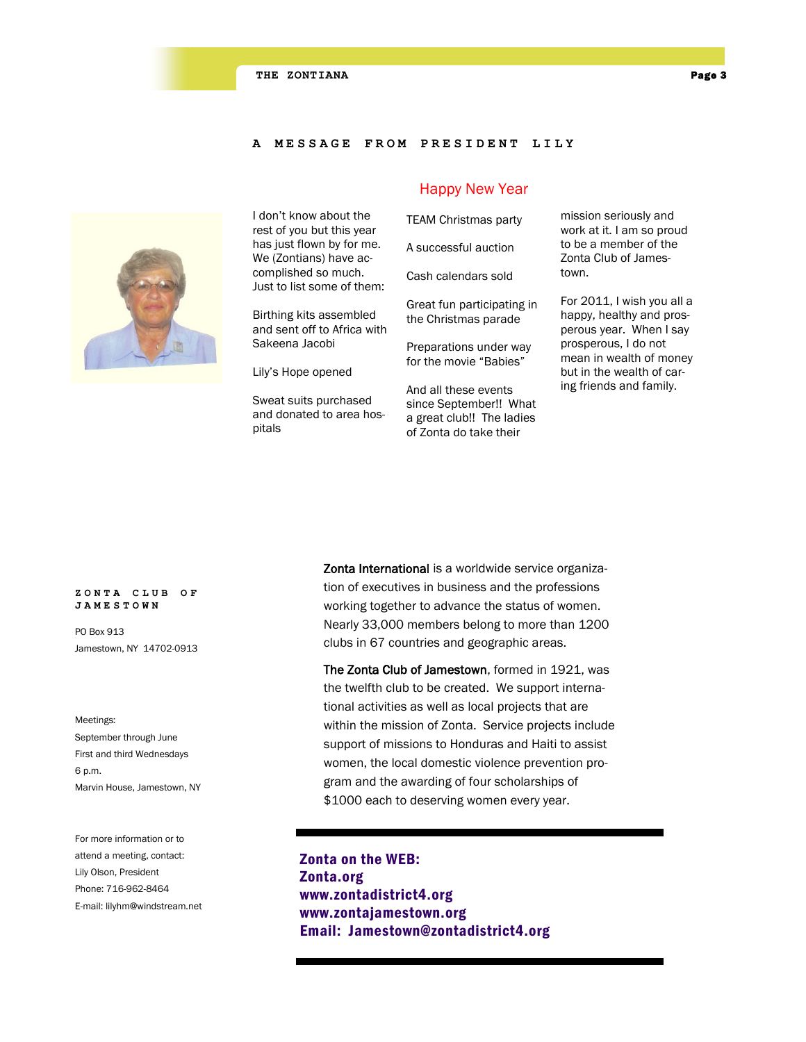## A MESSAGE FROM PRESIDENT LILY

### Happy New Year

I don't know about the rest of you but this year has just flown by for me. We (Zontians) have accomplished so much. Just to list some of them:

Birthing kits assembled and sent off to Africa with Sakeena Jacobi

Lily's Hope opened

Sweat suits purchased and donated to area hospitals

TEAM Christmas party

A successful auction

Cash calendars sold

Great fun participating in the Christmas parade

Preparations under way for the movie "Babies"

And all these events since September!! What a great club!! The ladies of Zonta do take their mission seriously and work at it. I am so proud to be a member of the Zonta Club of Jamestown.

For 2011, I wish you all a happy, healthy and prosperous year. When I say prosperous, I do not mean in wealth of money but in the wealth of caring friends and family.

**ZONTA CLUB OF JAMESTOWN**

PO Box 913
Jamestown, NY 14702-0913

Meetings:
September through June
First and third Wednesdays
6 p.m.
Marvin House, Jamestown, NY

For more information or to attend a meeting, contact:
Lily Olson, President
Phone: 716-962-8464
E-mail: lilyhm@windstream.net

**Zonta International** is a worldwide service organization of executives in business and the professions working together to advance the status of women. Nearly 33,000 members belong to more than 1200 clubs in 67 countries and geographic areas.

**The Zonta Club of Jamestown**, formed in 1921, was the twelfth club to be created. We support international activities as well as local projects that are within the mission of Zonta. Service projects include support of missions to Honduras and Haiti to assist women, the local domestic violence prevention program and the awarding of four scholarships of $1000 each to deserving women every year.

**Zonta on the WEB:**
**Zonta.org**
**www.zontadistrict4.org**
**www.zontajamestown.org**
**Email: Jamestown@zontadistrict4.org**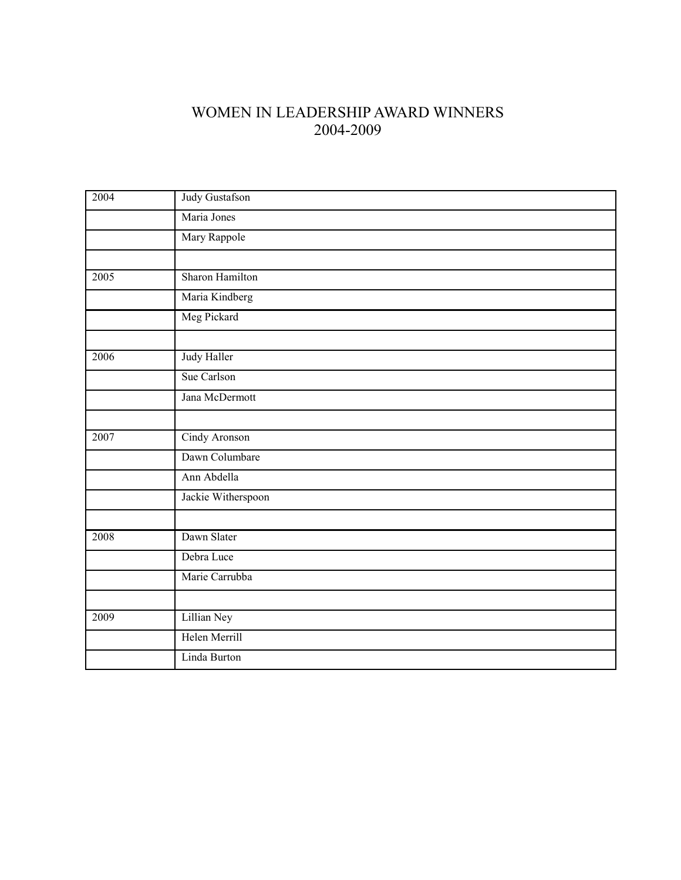# WOMEN IN LEADERSHIP AWARD WINNERS
## 2004-2009

| | |
|---|---|
| 2004 | Judy Gustafson |
| | Maria Jones |
| | Mary Rappole |
| | |
| 2005 | Sharon Hamilton |
| | Maria Kindberg |
| | Meg Pickard |
| | |
| 2006 | Judy Haller |
| | Sue Carlson |
| | Jana McDermott |
| | |
| 2007 | Cindy Aronson |
| | Dawn Columbare |
| | Ann Abdella |
| | Jackie Witherspoon |
| | |
| 2008 | Dawn Slater |
| | Debra Luce |
| | Marie Carrubba |
| | |
| 2009 | Lillian Ney |
| | Helen Merrill |
| | Linda Burton |